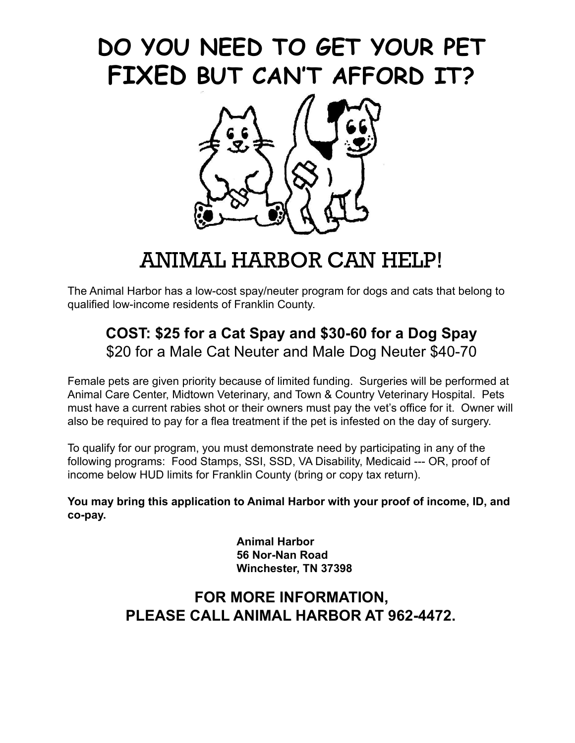# DO YOU NEED TO GET YOUR PET FIXED BUT CAN'T AFFORD IT?

## ANIMAL HARBOR CAN HELP!

The Animal Harbor has a low-cost spay/neuter program for dogs and cats that belong to qualified low-income residents of Franklin County.

### COST: $25 for a Cat Spay and $30-60 for a Dog Spay

$20 for a Male Cat Neuter and Male Dog Neuter $40-70

Female pets are given priority because of limited funding. Surgeries will be performed at Animal Care Center, Midtown Veterinary, and Town & Country Veterinary Hospital. Pets must have a current rabies shot or their owners must pay the vet's office for it. Owner will also be required to pay for a flea treatment if the pet is infested on the day of surgery.

To qualify for our program, you must demonstrate need by participating in any of the following programs: Food Stamps, SSI, SSD, VA Disability, Medicaid --- OR, proof of income below HUD limits for Franklin County (bring or copy tax return).

**You may bring this application to Animal Harbor with your proof of income, ID, and co-pay.**

**Animal Harbor**
**56 Nor-Nan Road**
**Winchester, TN 37398**

### FOR MORE INFORMATION, PLEASE CALL ANIMAL HARBOR AT 962-4472.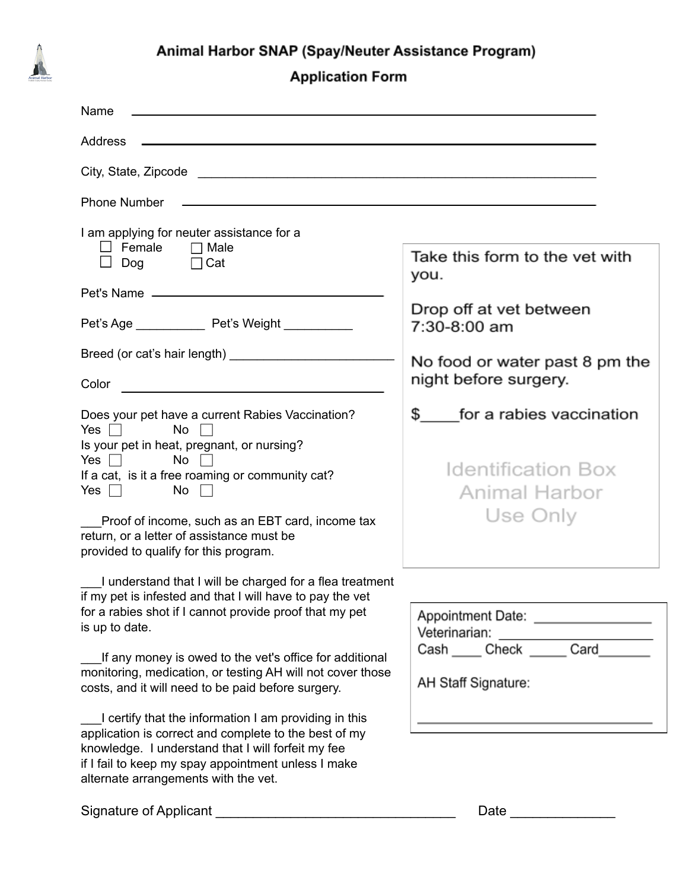# Animal Harbor SNAP (Spay/Neuter Assistance Program)

## Application Form

Name ________________________________________________

Address ________________________________________________

City, State, Zipcode ________________________________________________

Phone Number ________________________________________________

I am applying for neuter assistance for a

☐ Female ☐ Male
☐ Dog ☐ Cat

Pet's Name ____________________________

Pet's Age __________ Pet's Weight __________

Breed (or cat's hair length) ________________________

Color ____________________________

Does your pet have a current Rabies Vaccination?
Yes ☐ No ☐

Is your pet in heat, pregnant, or nursing?
Yes ☐ No ☐

If a cat, is it a free roaming or community cat?
Yes ☐ No ☐

___Proof of income, such as an EBT card, income tax return, or a letter of assistance must be provided to qualify for this program.

___I understand that I will be charged for a flea treatment if my pet is infested and that I will have to pay the vet for a rabies shot if I cannot provide proof that my pet is up to date.

___If any money is owed to the vet's office for additional monitoring, medication, or testing AH will not cover those costs, and it will need to be paid before surgery.

___I certify that the information I am providing in this application is correct and complete to the best of my knowledge. I understand that I will forfeit my fee if I fail to keep my spay appointment unless I make alternate arrangements with the vet.

Take this form to the vet with you.

Drop off at vet between 7:30-8:00 am

No food or water past 8 pm the night before surgery.

$_____for a rabies vaccination

Identification Box
Animal Harbor
Use Only

Appointment Date: ________________
Veterinarian: ____________________
Cash ____ Check _____ Card_______

AH Staff Signature:

______________________________

Signature of Applicant ________________________________ Date ______________